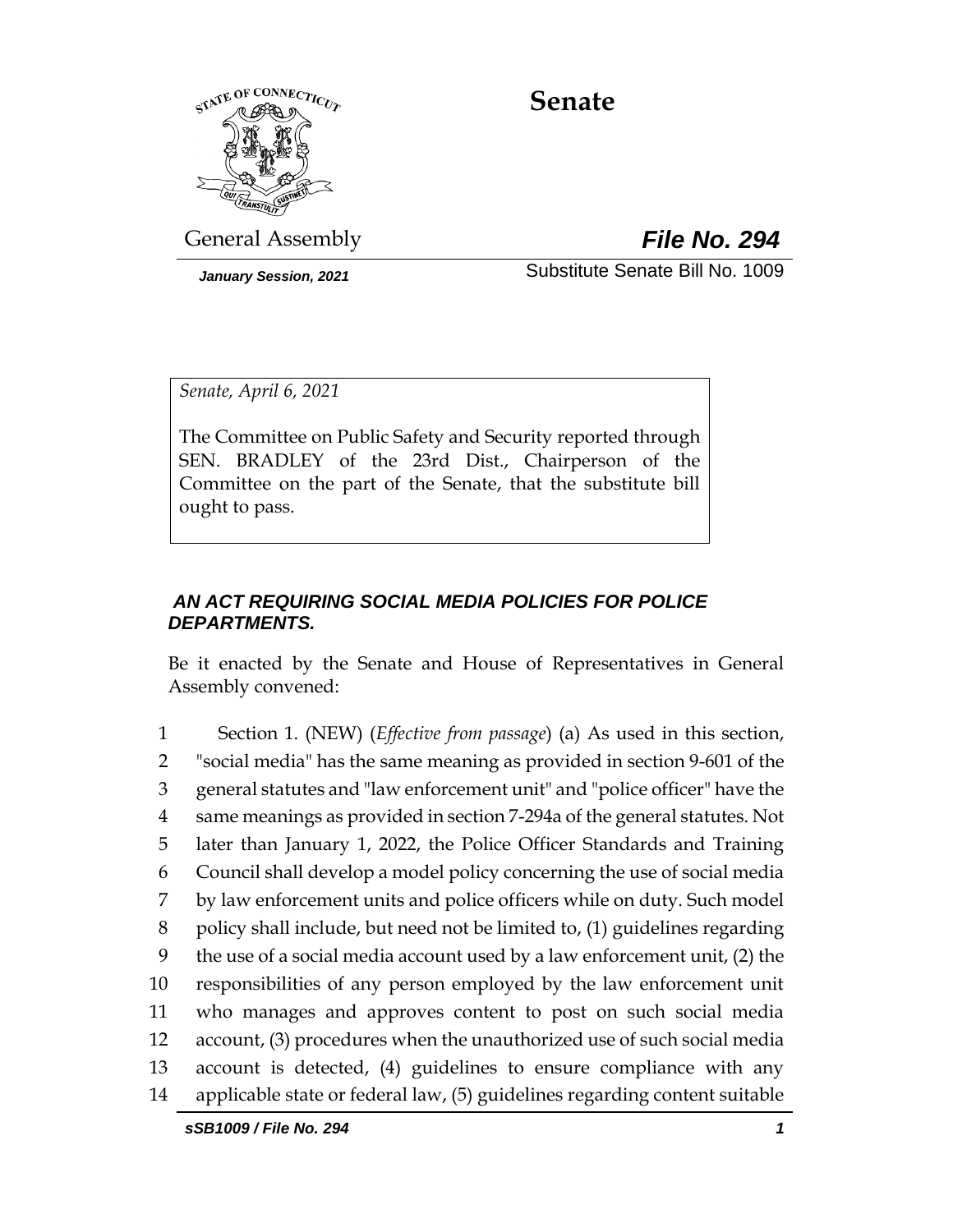# Senate

General Assembly

***File No. 294***

***January Session, 2021***

Substitute Senate Bill No. 1009

*Senate, April 6, 2021*

The Committee on Public Safety and Security reported through SEN. BRADLEY of the 23rd Dist., Chairperson of the Committee on the part of the Senate, that the substitute bill ought to pass.

***AN ACT REQUIRING SOCIAL MEDIA POLICIES FOR POLICE DEPARTMENTS.***

Be it enacted by the Senate and House of Representatives in General Assembly convened:

1 Section 1. (NEW) (*Effective from passage*) (a) As used in this section,
2 "social media" has the same meaning as provided in section 9-601 of the
3 general statutes and "law enforcement unit" and "police officer" have the
4 same meanings as provided in section 7-294a of the general statutes. Not
5 later than January 1, 2022, the Police Officer Standards and Training
6 Council shall develop a model policy concerning the use of social media
7 by law enforcement units and police officers while on duty. Such model
8 policy shall include, but need not be limited to, (1) guidelines regarding
9 the use of a social media account used by a law enforcement unit, (2) the
10 responsibilities of any person employed by the law enforcement unit
11 who manages and approves content to post on such social media
12 account, (3) procedures when the unauthorized use of such social media
13 account is detected, (4) guidelines to ensure compliance with any
14 applicable state or federal law, (5) guidelines regarding content suitable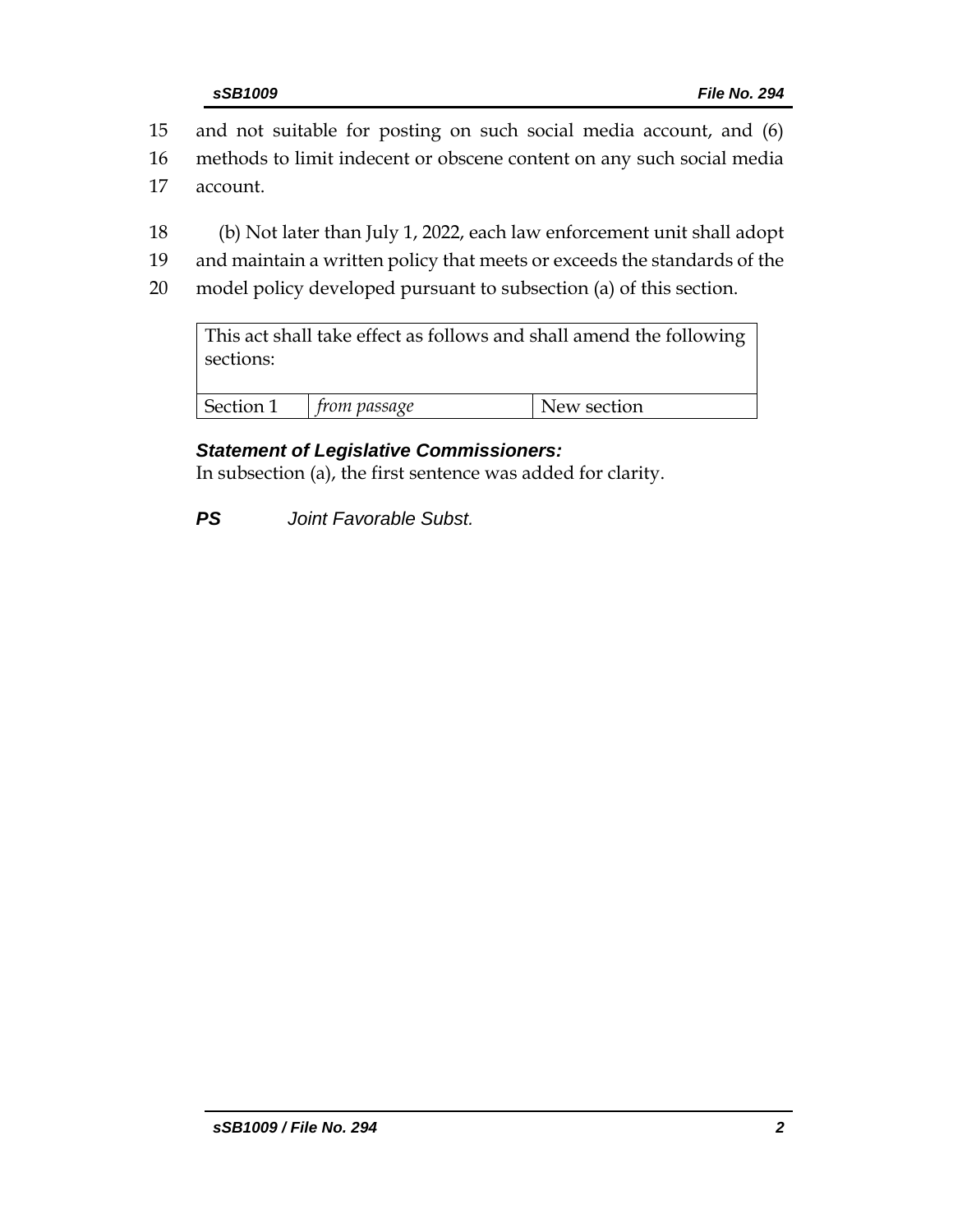15 and not suitable for posting on such social media account, and (6)
16 methods to limit indecent or obscene content on any such social media
17 account.

18 (b) Not later than July 1, 2022, each law enforcement unit shall adopt
19 and maintain a written policy that meets or exceeds the standards of the
20 model policy developed pursuant to subsection (a) of this section.

| This act shall take effect as follows and shall amend the following sections: | | |
|---|---|---|
| Section 1 | *from passage* | New section |

***Statement of Legislative Commissioners:***
In subsection (a), the first sentence was added for clarity.

***PS*** *Joint Favorable Subst.*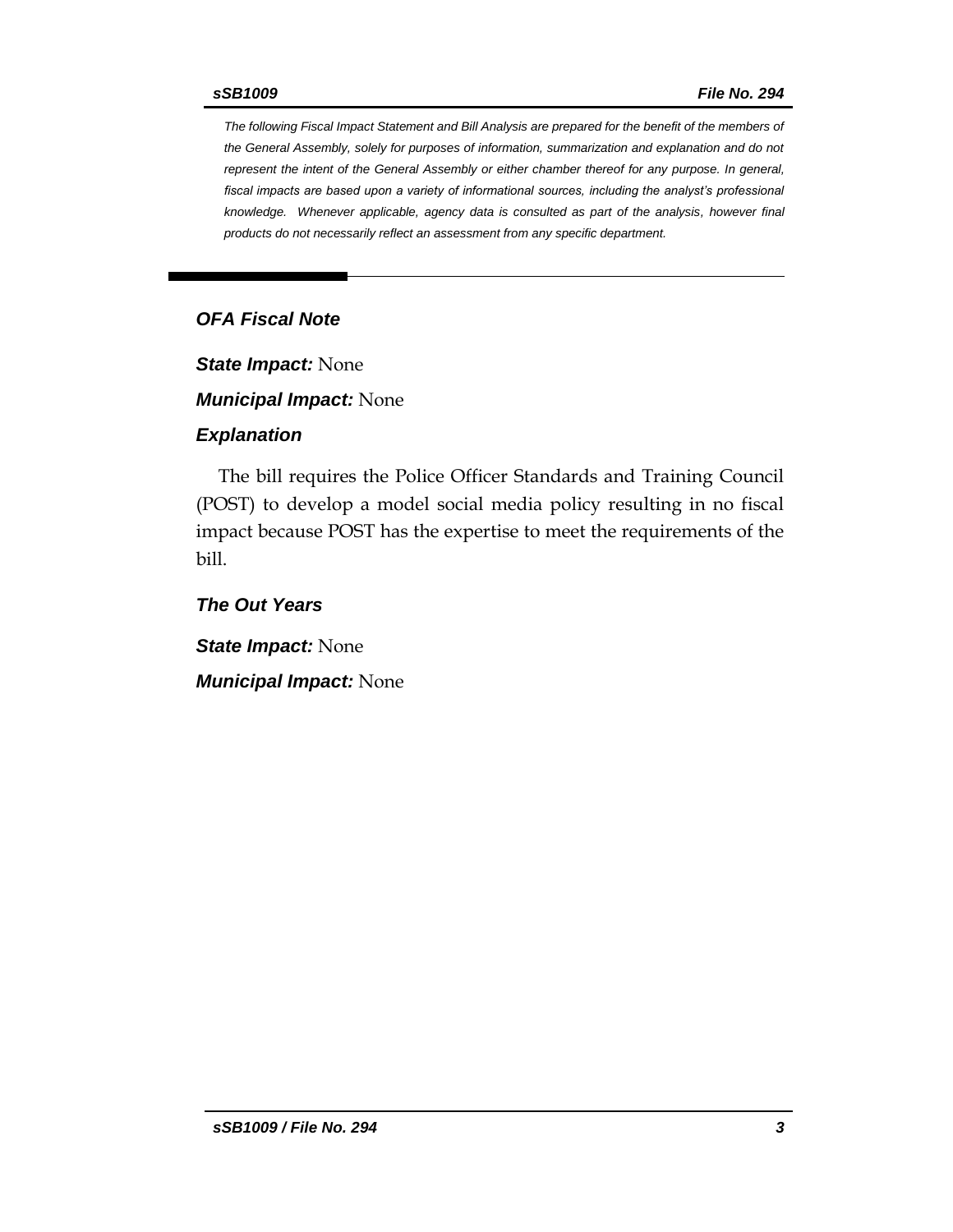*The following Fiscal Impact Statement and Bill Analysis are prepared for the benefit of the members of the General Assembly, solely for purposes of information, summarization and explanation and do not represent the intent of the General Assembly or either chamber thereof for any purpose. In general, fiscal impacts are based upon a variety of informational sources, including the analyst's professional knowledge. Whenever applicable, agency data is consulted as part of the analysis, however final products do not necessarily reflect an assessment from any specific department.*

## *OFA Fiscal Note*

***State Impact:*** None

***Municipal Impact:*** None

### *Explanation*

The bill requires the Police Officer Standards and Training Council (POST) to develop a model social media policy resulting in no fiscal impact because POST has the expertise to meet the requirements of the bill.

### *The Out Years*

***State Impact:*** None

***Municipal Impact:*** None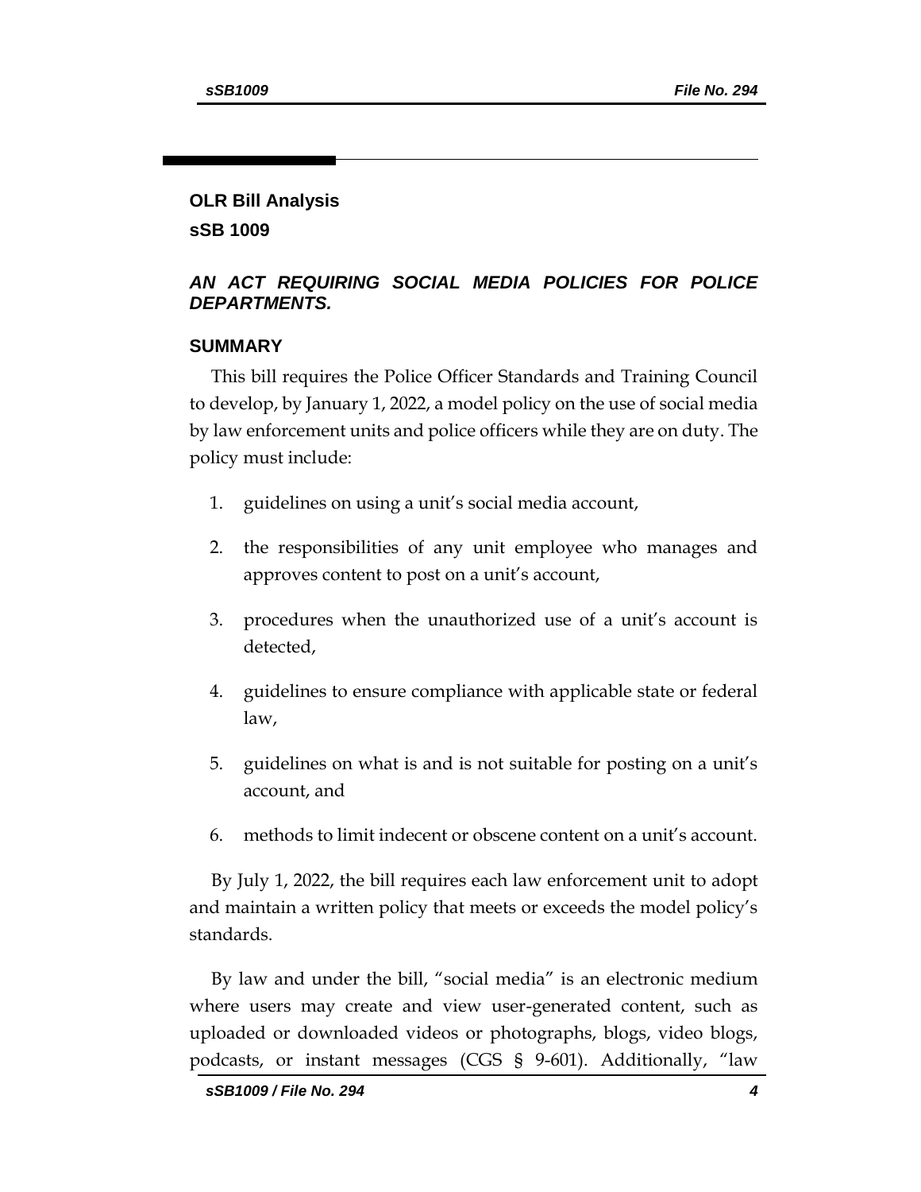## OLR Bill Analysis

## sSB 1009

### *AN ACT REQUIRING SOCIAL MEDIA POLICIES FOR POLICE DEPARTMENTS.*

### SUMMARY

This bill requires the Police Officer Standards and Training Council to develop, by January 1, 2022, a model policy on the use of social media by law enforcement units and police officers while they are on duty. The policy must include:

1. guidelines on using a unit's social media account,
2. the responsibilities of any unit employee who manages and approves content to post on a unit's account,
3. procedures when the unauthorized use of a unit's account is detected,
4. guidelines to ensure compliance with applicable state or federal law,
5. guidelines on what is and is not suitable for posting on a unit's account, and
6. methods to limit indecent or obscene content on a unit's account.

By July 1, 2022, the bill requires each law enforcement unit to adopt and maintain a written policy that meets or exceeds the model policy's standards.

By law and under the bill, "social media" is an electronic medium where users may create and view user-generated content, such as uploaded or downloaded videos or photographs, blogs, video blogs, podcasts, or instant messages (CGS § 9-601). Additionally, "law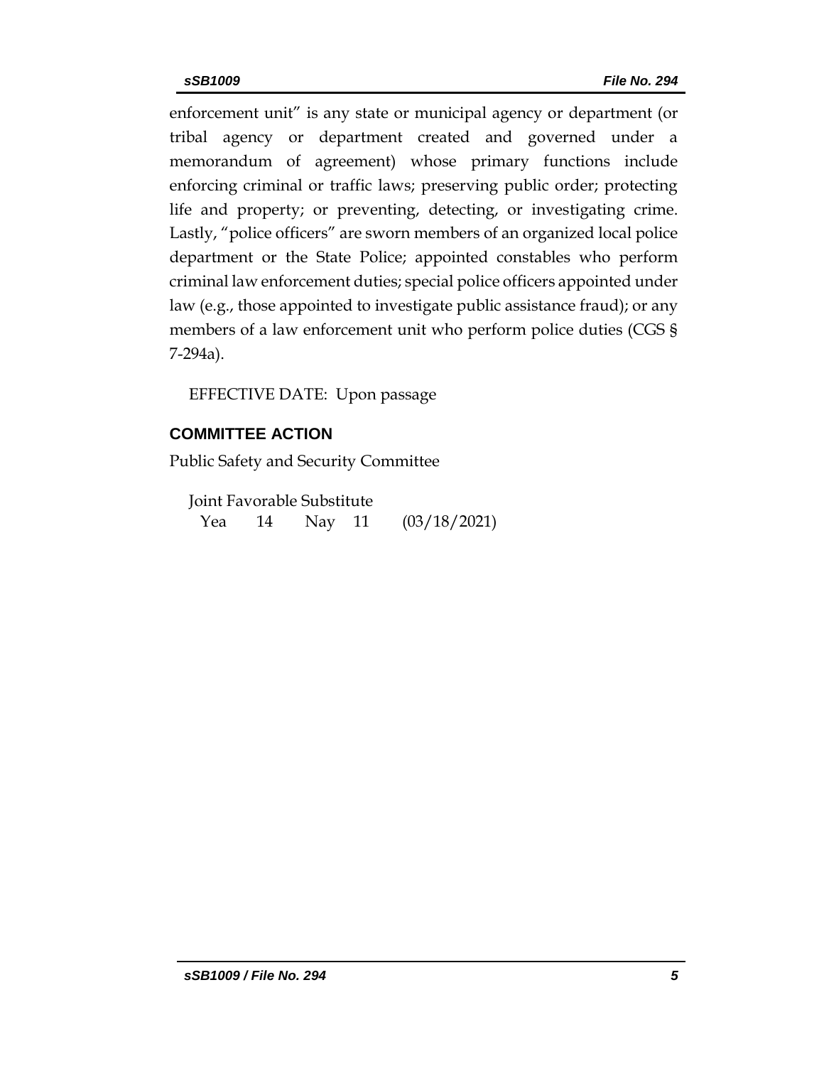enforcement unit" is any state or municipal agency or department (or tribal agency or department created and governed under a memorandum of agreement) whose primary functions include enforcing criminal or traffic laws; preserving public order; protecting life and property; or preventing, detecting, or investigating crime. Lastly, "police officers" are sworn members of an organized local police department or the State Police; appointed constables who perform criminal law enforcement duties; special police officers appointed under law (e.g., those appointed to investigate public assistance fraud); or any members of a law enforcement unit who perform police duties (CGS § 7-294a).

EFFECTIVE DATE: Upon passage

## COMMITTEE ACTION

Public Safety and Security Committee

Joint Favorable Substitute

| | | | | |
|---|---|---|---|---|
| Yea | 14 | Nay | 11 | (03/18/2021) |